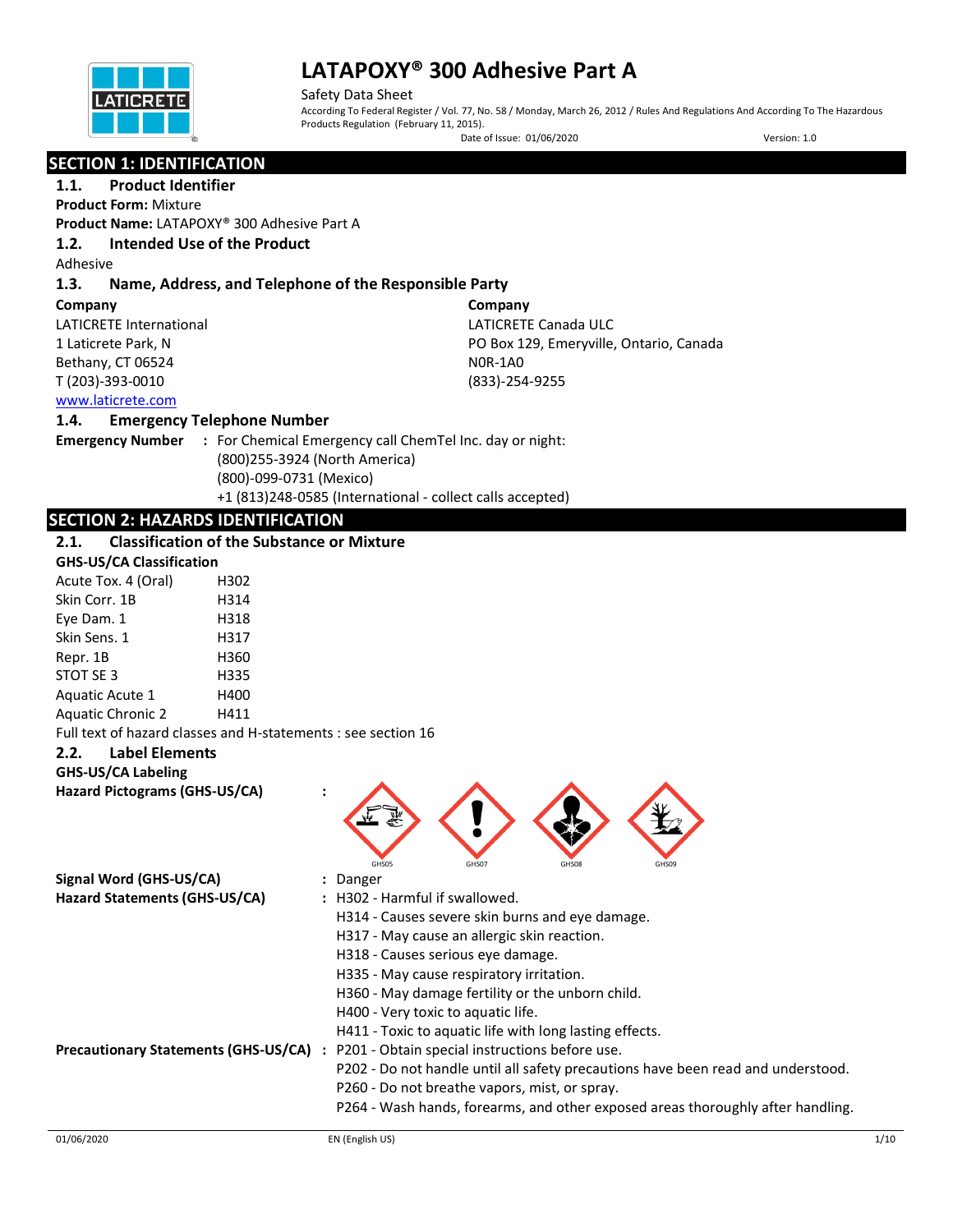# LATAPOXY® 300 Adhesive Part A

Safety Data Sheet

According To Federal Register / Vol. 77, No. 58 / Monday, March 26, 2012 / Rules And Regulations And According To The Hazardous Products Regulation (February 11, 2015).

Date of Issue: 01/06/2020 Version: 1.0

## SECTION 1: IDENTIFICATION

### 1.1. Product Identifier

**Product Form:** Mixture

**Product Name:** LATAPOXY® 300 Adhesive Part A

### 1.2. Intended Use of the Product

Adhesive

### 1.3. Name, Address, and Telephone of the Responsible Party

**Company**
LATICRETE International
1 Laticrete Park, N
Bethany, CT 06524
T (203)-393-0010
www.laticrete.com

**Company**
LATICRETE Canada ULC
PO Box 129, Emeryville, Ontario, Canada
N0R-1A0
(833)-254-9255

### 1.4. Emergency Telephone Number

**Emergency Number** : For Chemical Emergency call ChemTel Inc. day or night:
(800)255-3924 (North America)
(800)-099-0731 (Mexico)
+1 (813)248-0585 (International - collect calls accepted)

## SECTION 2: HAZARDS IDENTIFICATION

### 2.1. Classification of the Substance or Mixture

**GHS-US/CA Classification**

| | |
|---|---|
| Acute Tox. 4 (Oral) | H302 |
| Skin Corr. 1B | H314 |
| Eye Dam. 1 | H318 |
| Skin Sens. 1 | H317 |
| Repr. 1B | H360 |
| STOT SE 3 | H335 |
| Aquatic Acute 1 | H400 |
| Aquatic Chronic 2 | H411 |

Full text of hazard classes and H-statements : see section 16

### 2.2. Label Elements

**GHS-US/CA Labeling**

**Hazard Pictograms (GHS-US/CA)** : GHS05 GHS07 GHS08 GHS09

**Signal Word (GHS-US/CA)** : Danger

**Hazard Statements (GHS-US/CA)** : H302 - Harmful if swallowed.
H314 - Causes severe skin burns and eye damage.
H317 - May cause an allergic skin reaction.
H318 - Causes serious eye damage.
H335 - May cause respiratory irritation.
H360 - May damage fertility or the unborn child.
H400 - Very toxic to aquatic life.
H411 - Toxic to aquatic life with long lasting effects.

**Precautionary Statements (GHS-US/CA)** : P201 - Obtain special instructions before use.
P202 - Do not handle until all safety precautions have been read and understood.
P260 - Do not breathe vapors, mist, or spray.
P264 - Wash hands, forearms, and other exposed areas thoroughly after handling.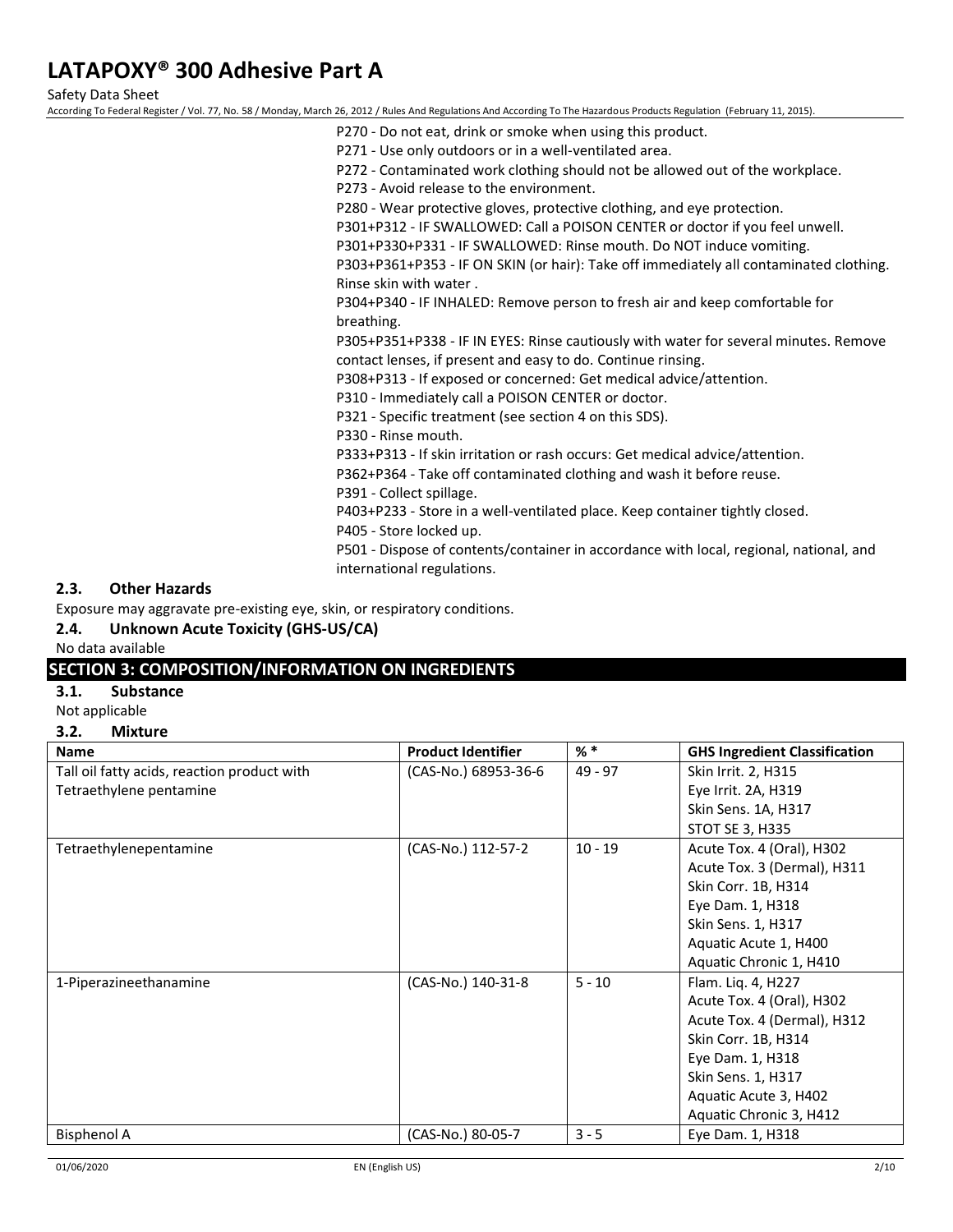P270 - Do not eat, drink or smoke when using this product.
P271 - Use only outdoors or in a well-ventilated area.
P272 - Contaminated work clothing should not be allowed out of the workplace.
P273 - Avoid release to the environment.
P280 - Wear protective gloves, protective clothing, and eye protection.
P301+P312 - IF SWALLOWED: Call a POISON CENTER or doctor if you feel unwell.
P301+P330+P331 - IF SWALLOWED: Rinse mouth. Do NOT induce vomiting.
P303+P361+P353 - IF ON SKIN (or hair): Take off immediately all contaminated clothing. Rinse skin with water .
P304+P340 - IF INHALED: Remove person to fresh air and keep comfortable for breathing.
P305+P351+P338 - IF IN EYES: Rinse cautiously with water for several minutes. Remove contact lenses, if present and easy to do. Continue rinsing.
P308+P313 - If exposed or concerned: Get medical advice/attention.
P310 - Immediately call a POISON CENTER or doctor.
P321 - Specific treatment (see section 4 on this SDS).
P330 - Rinse mouth.
P333+P313 - If skin irritation or rash occurs: Get medical advice/attention.
P362+P364 - Take off contaminated clothing and wash it before reuse.
P391 - Collect spillage.
P403+P233 - Store in a well-ventilated place. Keep container tightly closed.
P405 - Store locked up.
P501 - Dispose of contents/container in accordance with local, regional, national, and international regulations.

### 2.3. Other Hazards

Exposure may aggravate pre-existing eye, skin, or respiratory conditions.

### 2.4. Unknown Acute Toxicity (GHS-US/CA)

No data available

## SECTION 3: COMPOSITION/INFORMATION ON INGREDIENTS

### 3.1. Substance

Not applicable

### 3.2. Mixture

| Name | Product Identifier | % * | GHS Ingredient Classification |
|---|---|---|---|
| Tall oil fatty acids, reaction product with Tetraethylene pentamine | (CAS-No.) 68953-36-6 | 49 - 97 | Skin Irrit. 2, H315<br>Eye Irrit. 2A, H319<br>Skin Sens. 1A, H317<br>STOT SE 3, H335 |
| Tetraethylenepentamine | (CAS-No.) 112-57-2 | 10 - 19 | Acute Tox. 4 (Oral), H302<br>Acute Tox. 3 (Dermal), H311<br>Skin Corr. 1B, H314<br>Eye Dam. 1, H318<br>Skin Sens. 1, H317<br>Aquatic Acute 1, H400<br>Aquatic Chronic 1, H410 |
| 1-Piperazineethanamine | (CAS-No.) 140-31-8 | 5 - 10 | Flam. Liq. 4, H227<br>Acute Tox. 4 (Oral), H302<br>Acute Tox. 4 (Dermal), H312<br>Skin Corr. 1B, H314<br>Eye Dam. 1, H318<br>Skin Sens. 1, H317<br>Aquatic Acute 3, H402<br>Aquatic Chronic 3, H412 |
| Bisphenol A | (CAS-No.) 80-05-7 | 3 - 5 | Eye Dam. 1, H318 |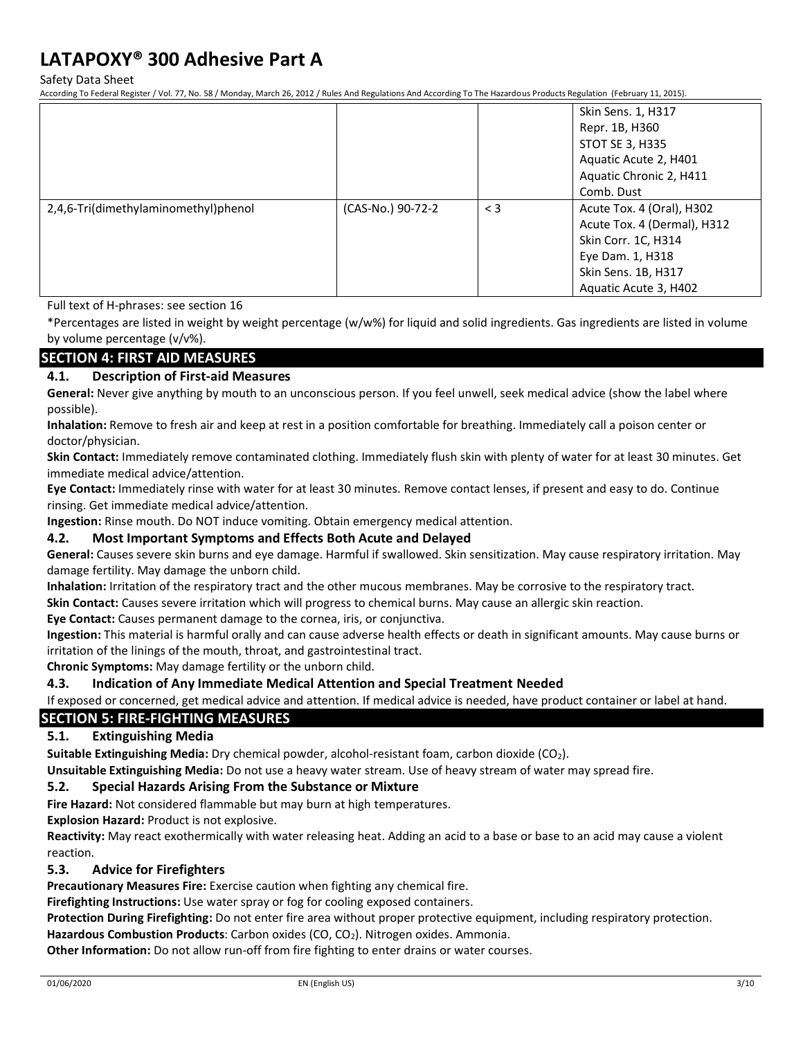| | | | Skin Sens. 1, H317<br>Repr. 1B, H360<br>STOT SE 3, H335<br>Aquatic Acute 2, H401<br>Aquatic Chronic 2, H411<br>Comb. Dust |
|---|---|---|---|
| 2,4,6-Tri(dimethylaminomethyl)phenol | (CAS-No.) 90-72-2 | < 3 | Acute Tox. 4 (Oral), H302<br>Acute Tox. 4 (Dermal), H312<br>Skin Corr. 1C, H314<br>Eye Dam. 1, H318<br>Skin Sens. 1B, H317<br>Aquatic Acute 3, H402 |

Full text of H-phrases: see section 16

*Percentages are listed in weight by weight percentage (w/w%) for liquid and solid ingredients. Gas ingredients are listed in volume by volume percentage (v/v%).

## SECTION 4: FIRST AID MEASURES

### 4.1. Description of First-aid Measures

**General:** Never give anything by mouth to an unconscious person. If you feel unwell, seek medical advice (show the label where possible).

**Inhalation:** Remove to fresh air and keep at rest in a position comfortable for breathing. Immediately call a poison center or doctor/physician.

**Skin Contact:** Immediately remove contaminated clothing. Immediately flush skin with plenty of water for at least 30 minutes. Get immediate medical advice/attention.

**Eye Contact:** Immediately rinse with water for at least 30 minutes. Remove contact lenses, if present and easy to do. Continue rinsing. Get immediate medical advice/attention.

**Ingestion:** Rinse mouth. Do NOT induce vomiting. Obtain emergency medical attention.

### 4.2. Most Important Symptoms and Effects Both Acute and Delayed

**General:** Causes severe skin burns and eye damage. Harmful if swallowed. Skin sensitization. May cause respiratory irritation. May damage fertility. May damage the unborn child.

**Inhalation:** Irritation of the respiratory tract and the other mucous membranes. May be corrosive to the respiratory tract.

**Skin Contact:** Causes severe irritation which will progress to chemical burns. May cause an allergic skin reaction.

**Eye Contact:** Causes permanent damage to the cornea, iris, or conjunctiva.

**Ingestion:** This material is harmful orally and can cause adverse health effects or death in significant amounts. May cause burns or irritation of the linings of the mouth, throat, and gastrointestinal tract.

**Chronic Symptoms:** May damage fertility or the unborn child.

### 4.3. Indication of Any Immediate Medical Attention and Special Treatment Needed

If exposed or concerned, get medical advice and attention. If medical advice is needed, have product container or label at hand.

## SECTION 5: FIRE-FIGHTING MEASURES

### 5.1. Extinguishing Media

**Suitable Extinguishing Media:** Dry chemical powder, alcohol-resistant foam, carbon dioxide ($CO_2$).

**Unsuitable Extinguishing Media:** Do not use a heavy water stream. Use of heavy stream of water may spread fire.

### 5.2. Special Hazards Arising From the Substance or Mixture

**Fire Hazard:** Not considered flammable but may burn at high temperatures.

**Explosion Hazard:** Product is not explosive.

**Reactivity:** May react exothermically with water releasing heat. Adding an acid to a base or base to an acid may cause a violent reaction.

### 5.3. Advice for Firefighters

**Precautionary Measures Fire:** Exercise caution when fighting any chemical fire.

**Firefighting Instructions:** Use water spray or fog for cooling exposed containers.

**Protection During Firefighting:** Do not enter fire area without proper protective equipment, including respiratory protection.

**Hazardous Combustion Products**: Carbon oxides (CO, $CO_2$). Nitrogen oxides. Ammonia.

**Other Information:** Do not allow run-off from fire fighting to enter drains or water courses.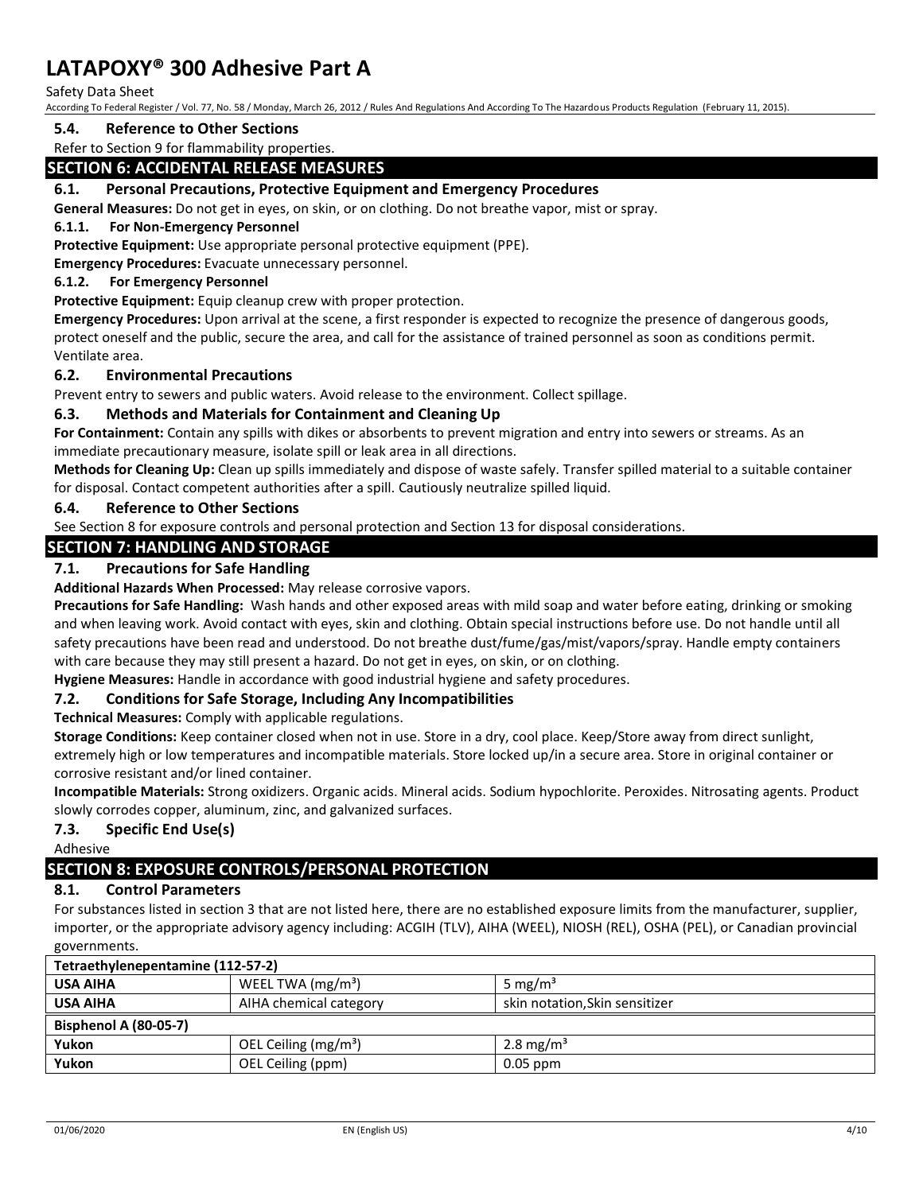### 5.4. Reference to Other Sections

Refer to Section 9 for flammability properties.

## SECTION 6: ACCIDENTAL RELEASE MEASURES

### 6.1. Personal Precautions, Protective Equipment and Emergency Procedures

**General Measures:** Do not get in eyes, on skin, or on clothing. Do not breathe vapor, mist or spray.

#### 6.1.1. For Non-Emergency Personnel

**Protective Equipment:** Use appropriate personal protective equipment (PPE).

**Emergency Procedures:** Evacuate unnecessary personnel.

#### 6.1.2. For Emergency Personnel

**Protective Equipment:** Equip cleanup crew with proper protection.

**Emergency Procedures:** Upon arrival at the scene, a first responder is expected to recognize the presence of dangerous goods, protect oneself and the public, secure the area, and call for the assistance of trained personnel as soon as conditions permit. Ventilate area.

### 6.2. Environmental Precautions

Prevent entry to sewers and public waters. Avoid release to the environment. Collect spillage.

### 6.3. Methods and Materials for Containment and Cleaning Up

**For Containment:** Contain any spills with dikes or absorbents to prevent migration and entry into sewers or streams. As an immediate precautionary measure, isolate spill or leak area in all directions.

**Methods for Cleaning Up:** Clean up spills immediately and dispose of waste safely. Transfer spilled material to a suitable container for disposal. Contact competent authorities after a spill. Cautiously neutralize spilled liquid.

### 6.4. Reference to Other Sections

See Section 8 for exposure controls and personal protection and Section 13 for disposal considerations.

## SECTION 7: HANDLING AND STORAGE

### 7.1. Precautions for Safe Handling

**Additional Hazards When Processed:** May release corrosive vapors.

**Precautions for Safe Handling:** Wash hands and other exposed areas with mild soap and water before eating, drinking or smoking and when leaving work. Avoid contact with eyes, skin and clothing. Obtain special instructions before use. Do not handle until all safety precautions have been read and understood. Do not breathe dust/fume/gas/mist/vapors/spray. Handle empty containers with care because they may still present a hazard. Do not get in eyes, on skin, or on clothing.

**Hygiene Measures:** Handle in accordance with good industrial hygiene and safety procedures.

### 7.2. Conditions for Safe Storage, Including Any Incompatibilities

**Technical Measures:** Comply with applicable regulations.

**Storage Conditions:** Keep container closed when not in use. Store in a dry, cool place. Keep/Store away from direct sunlight, extremely high or low temperatures and incompatible materials. Store locked up/in a secure area. Store in original container or corrosive resistant and/or lined container.

**Incompatible Materials:** Strong oxidizers. Organic acids. Mineral acids. Sodium hypochlorite. Peroxides. Nitrosating agents. Product slowly corrodes copper, aluminum, zinc, and galvanized surfaces.

### 7.3. Specific End Use(s)

Adhesive

## SECTION 8: EXPOSURE CONTROLS/PERSONAL PROTECTION

### 8.1. Control Parameters

For substances listed in section 3 that are not listed here, there are no established exposure limits from the manufacturer, supplier, importer, or the appropriate advisory agency including: ACGIH (TLV), AIHA (WEEL), NIOSH (REL), OSHA (PEL), or Canadian provincial governments.

| Tetraethylenepentamine (112-57-2) | | |
|---|---|---|
| **USA AIHA** | WEEL TWA (mg/m³) | 5 mg/m³ |
| **USA AIHA** | AIHA chemical category | skin notation,Skin sensitizer |
| **Bisphenol A (80-05-7)** | | |
| **Yukon** | OEL Ceiling (mg/m³) | 2.8 mg/m³ |
| **Yukon** | OEL Ceiling (ppm) | 0.05 ppm |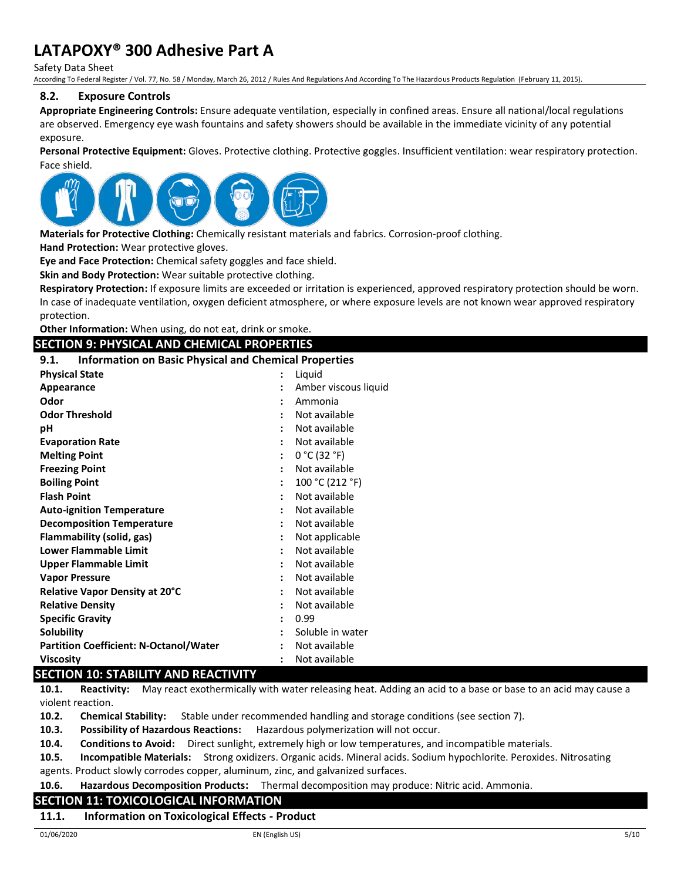### 8.2. Exposure Controls

**Appropriate Engineering Controls:** Ensure adequate ventilation, especially in confined areas. Ensure all national/local regulations are observed. Emergency eye wash fountains and safety showers should be available in the immediate vicinity of any potential exposure.

**Personal Protective Equipment:** Gloves. Protective clothing. Protective goggles. Insufficient ventilation: wear respiratory protection. Face shield.

**Materials for Protective Clothing:** Chemically resistant materials and fabrics. Corrosion-proof clothing.

**Hand Protection:** Wear protective gloves.

**Eye and Face Protection:** Chemical safety goggles and face shield.

**Skin and Body Protection:** Wear suitable protective clothing.

**Respiratory Protection:** If exposure limits are exceeded or irritation is experienced, approved respiratory protection should be worn. In case of inadequate ventilation, oxygen deficient atmosphere, or where exposure levels are not known wear approved respiratory protection.

**Other Information:** When using, do not eat, drink or smoke.

## SECTION 9: PHYSICAL AND CHEMICAL PROPERTIES

### 9.1. Information on Basic Physical and Chemical Properties

| Property | | Value |
|---|---|---|
| **Physical State** | : | Liquid |
| **Appearance** | : | Amber viscous liquid |
| **Odor** | : | Ammonia |
| **Odor Threshold** | : | Not available |
| **pH** | : | Not available |
| **Evaporation Rate** | : | Not available |
| **Melting Point** | : | 0 °C (32 °F) |
| **Freezing Point** | : | Not available |
| **Boiling Point** | : | 100 °C (212 °F) |
| **Flash Point** | : | Not available |
| **Auto-ignition Temperature** | : | Not available |
| **Decomposition Temperature** | : | Not available |
| **Flammability (solid, gas)** | : | Not applicable |
| **Lower Flammable Limit** | : | Not available |
| **Upper Flammable Limit** | : | Not available |
| **Vapor Pressure** | : | Not available |
| **Relative Vapor Density at 20°C** | : | Not available |
| **Relative Density** | : | Not available |
| **Specific Gravity** | : | 0.99 |
| **Solubility** | : | Soluble in water |
| **Partition Coefficient: N-Octanol/Water** | : | Not available |
| **Viscosity** | : | Not available |

## SECTION 10: STABILITY AND REACTIVITY

**10.1. Reactivity:** May react exothermically with water releasing heat. Adding an acid to a base or base to an acid may cause a violent reaction.

**10.2. Chemical Stability:** Stable under recommended handling and storage conditions (see section 7).

**10.3. Possibility of Hazardous Reactions:** Hazardous polymerization will not occur.

**10.4. Conditions to Avoid:** Direct sunlight, extremely high or low temperatures, and incompatible materials.

**10.5. Incompatible Materials:** Strong oxidizers. Organic acids. Mineral acids. Sodium hypochlorite. Peroxides. Nitrosating agents. Product slowly corrodes copper, aluminum, zinc, and galvanized surfaces.

**10.6. Hazardous Decomposition Products:** Thermal decomposition may produce: Nitric acid. Ammonia.

## SECTION 11: TOXICOLOGICAL INFORMATION

### 11.1. Information on Toxicological Effects - Product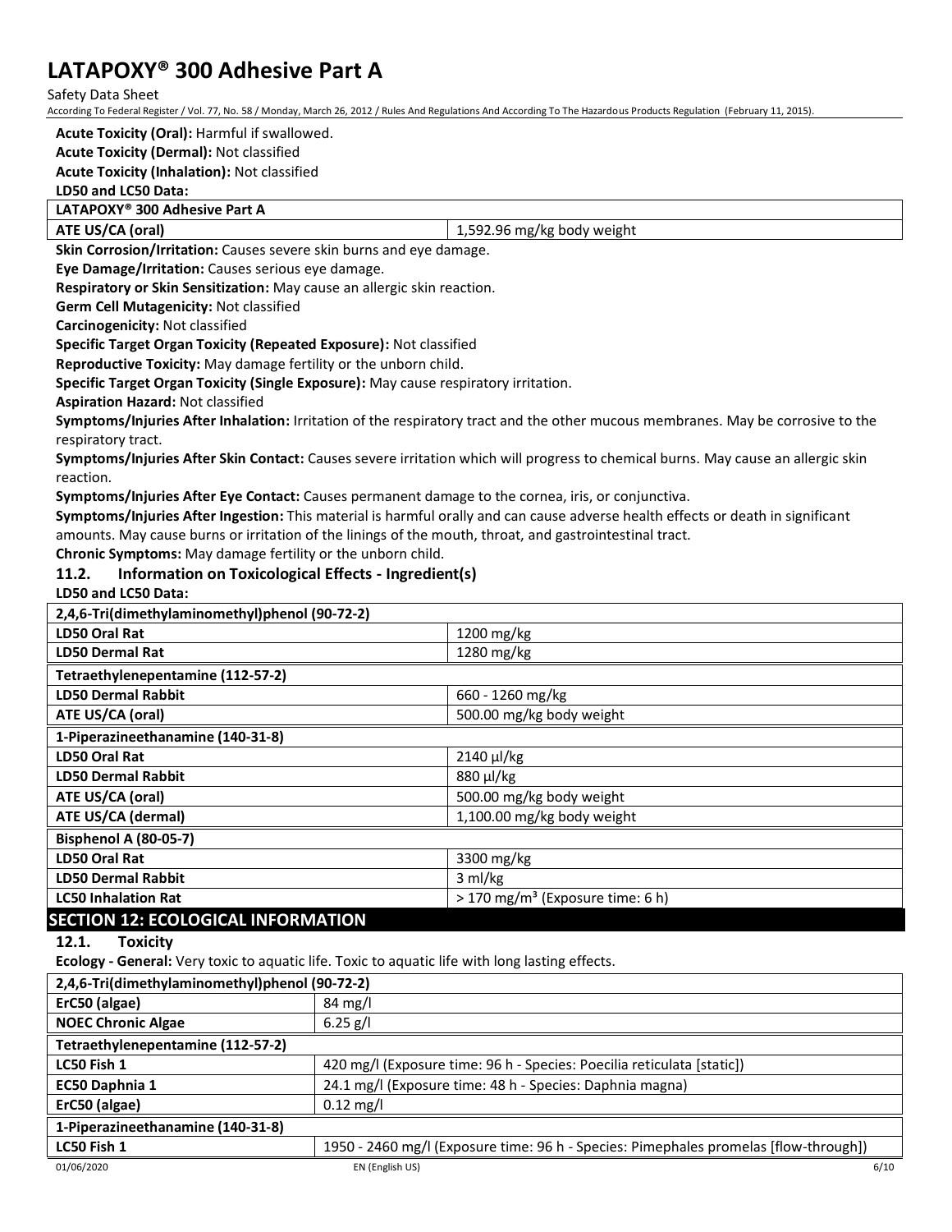**Acute Toxicity (Oral):** Harmful if swallowed.

**Acute Toxicity (Dermal):** Not classified

**Acute Toxicity (Inhalation):** Not classified

**LD50 and LC50 Data:**

| LATAPOXY® 300 Adhesive Part A | |
|---|---|
| ATE US/CA (oral) | 1,592.96 mg/kg body weight |

**Skin Corrosion/Irritation:** Causes severe skin burns and eye damage.

**Eye Damage/Irritation:** Causes serious eye damage.

**Respiratory or Skin Sensitization:** May cause an allergic skin reaction.

**Germ Cell Mutagenicity:** Not classified

**Carcinogenicity:** Not classified

**Specific Target Organ Toxicity (Repeated Exposure):** Not classified

**Reproductive Toxicity:** May damage fertility or the unborn child.

**Specific Target Organ Toxicity (Single Exposure):** May cause respiratory irritation.

**Aspiration Hazard:** Not classified

**Symptoms/Injuries After Inhalation:** Irritation of the respiratory tract and the other mucous membranes. May be corrosive to the respiratory tract.

**Symptoms/Injuries After Skin Contact:** Causes severe irritation which will progress to chemical burns. May cause an allergic skin reaction.

**Symptoms/Injuries After Eye Contact:** Causes permanent damage to the cornea, iris, or conjunctiva.

**Symptoms/Injuries After Ingestion:** This material is harmful orally and can cause adverse health effects or death in significant amounts. May cause burns or irritation of the linings of the mouth, throat, and gastrointestinal tract.

**Chronic Symptoms:** May damage fertility or the unborn child.

### 11.2. Information on Toxicological Effects - Ingredient(s)

**LD50 and LC50 Data:**

| 2,4,6-Tri(dimethylaminomethyl)phenol (90-72-2) | |
|---|---|
| LD50 Oral Rat | 1200 mg/kg |
| LD50 Dermal Rat | 1280 mg/kg |
| **Tetraethylenepentamine (112-57-2)** | |
| LD50 Dermal Rabbit | 660 - 1260 mg/kg |
| ATE US/CA (oral) | 500.00 mg/kg body weight |
| **1-Piperazineethanamine (140-31-8)** | |
| LD50 Oral Rat | 2140 µl/kg |
| LD50 Dermal Rabbit | 880 µl/kg |
| ATE US/CA (oral) | 500.00 mg/kg body weight |
| ATE US/CA (dermal) | 1,100.00 mg/kg body weight |
| **Bisphenol A (80-05-7)** | |
| LD50 Oral Rat | 3300 mg/kg |
| LD50 Dermal Rabbit | 3 ml/kg |
| LC50 Inhalation Rat | > 170 mg/m³ (Exposure time: 6 h) |

## SECTION 12: ECOLOGICAL INFORMATION

### 12.1. Toxicity

**Ecology - General:** Very toxic to aquatic life. Toxic to aquatic life with long lasting effects.

| 2,4,6-Tri(dimethylaminomethyl)phenol (90-72-2) | |
|---|---|
| ErC50 (algae) | 84 mg/l |
| NOEC Chronic Algae | 6.25 g/l |
| **Tetraethylenepentamine (112-57-2)** | |
| LC50 Fish 1 | 420 mg/l (Exposure time: 96 h - Species: Poecilia reticulata [static]) |
| EC50 Daphnia 1 | 24.1 mg/l (Exposure time: 48 h - Species: Daphnia magna) |
| ErC50 (algae) | 0.12 mg/l |
| **1-Piperazineethanamine (140-31-8)** | |
| LC50 Fish 1 | 1950 - 2460 mg/l (Exposure time: 96 h - Species: Pimephales promelas [flow-through]) |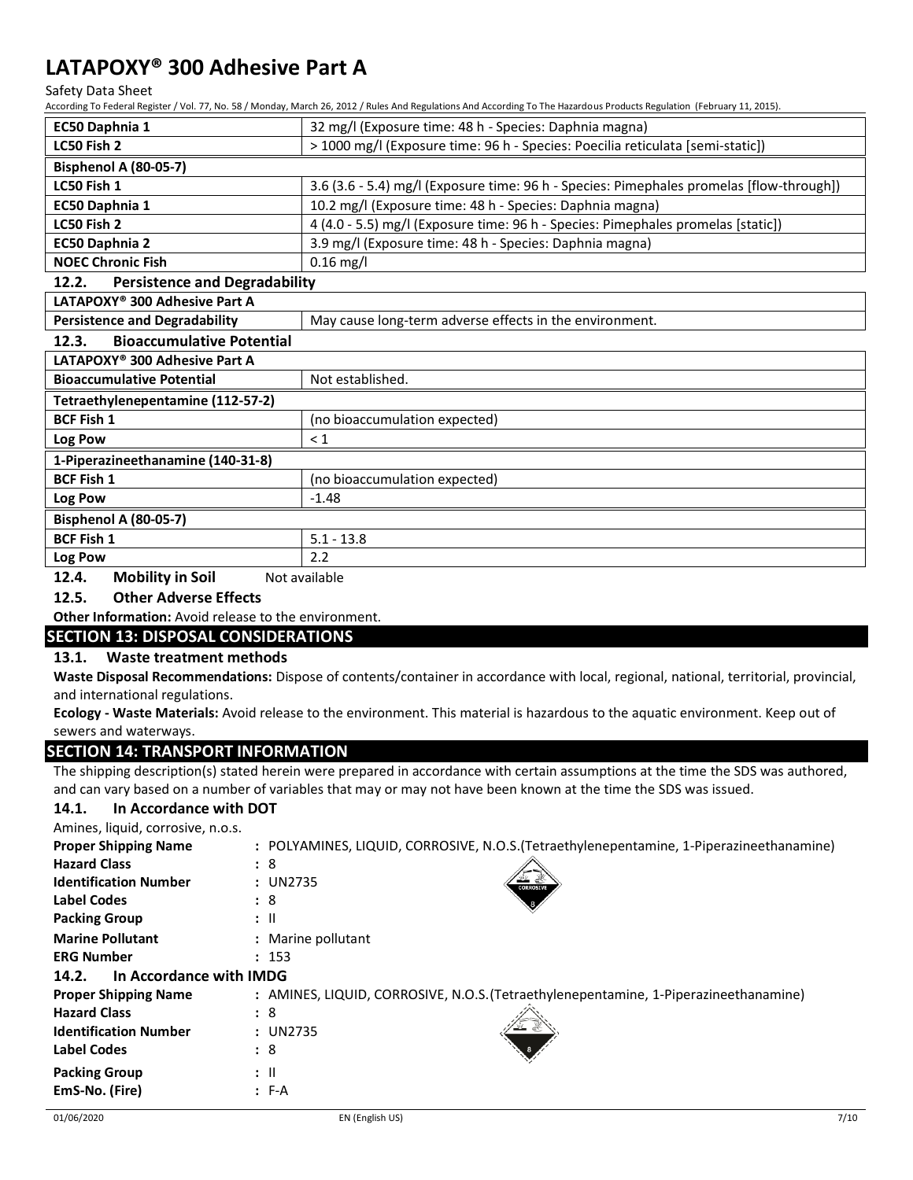| | |
|---|---|
| **EC50 Daphnia 1** | 32 mg/l (Exposure time: 48 h - Species: Daphnia magna) |
| **LC50 Fish 2** | > 1000 mg/l (Exposure time: 96 h - Species: Poecilia reticulata [semi-static]) |
| **Bisphenol A (80-05-7)** | |
| **LC50 Fish 1** | 3.6 (3.6 - 5.4) mg/l (Exposure time: 96 h - Species: Pimephales promelas [flow-through]) |
| **EC50 Daphnia 1** | 10.2 mg/l (Exposure time: 48 h - Species: Daphnia magna) |
| **LC50 Fish 2** | 4 (4.0 - 5.5) mg/l (Exposure time: 96 h - Species: Pimephales promelas [static]) |
| **EC50 Daphnia 2** | 3.9 mg/l (Exposure time: 48 h - Species: Daphnia magna) |
| **NOEC Chronic Fish** | 0.16 mg/l |

### 12.2. Persistence and Degradability

| LATAPOXY® 300 Adhesive Part A | |
|---|---|
| **Persistence and Degradability** | May cause long-term adverse effects in the environment. |

### 12.3. Bioaccumulative Potential

| LATAPOXY® 300 Adhesive Part A | |
|---|---|
| **Bioaccumulative Potential** | Not established. |
| **Tetraethylenepentamine (112-57-2)** | |
| **BCF Fish 1** | (no bioaccumulation expected) |
| **Log Pow** | < 1 |
| **1-Piperazineethanamine (140-31-8)** | |
| **BCF Fish 1** | (no bioaccumulation expected) |
| **Log Pow** | -1.48 |
| **Bisphenol A (80-05-7)** | |
| **BCF Fish 1** | 5.1 - 13.8 |
| **Log Pow** | 2.2 |

### 12.4. Mobility in Soil

Not available

### 12.5. Other Adverse Effects

**Other Information:** Avoid release to the environment.

## SECTION 13: DISPOSAL CONSIDERATIONS

### 13.1. Waste treatment methods

**Waste Disposal Recommendations:** Dispose of contents/container in accordance with local, regional, national, territorial, provincial, and international regulations.

**Ecology - Waste Materials:** Avoid release to the environment. This material is hazardous to the aquatic environment. Keep out of sewers and waterways.

## SECTION 14: TRANSPORT INFORMATION

The shipping description(s) stated herein were prepared in accordance with certain assumptions at the time the SDS was authored, and can vary based on a number of variables that may or may not have been known at the time the SDS was issued.

### 14.1. In Accordance with DOT

Amines, liquid, corrosive, n.o.s.

**Proper Shipping Name** : POLYAMINES, LIQUID, CORROSIVE, N.O.S.(Tetraethylenepentamine, 1-Piperazineethanamine)
**Hazard Class** : 8
**Identification Number** : UN2735
**Label Codes** : 8
**Packing Group** : II
**Marine Pollutant** : Marine pollutant
**ERG Number** : 153

### 14.2. In Accordance with IMDG

**Proper Shipping Name** : AMINES, LIQUID, CORROSIVE, N.O.S.(Tetraethylenepentamine, 1-Piperazineethanamine)
**Hazard Class** : 8
**Identification Number** : UN2735
**Label Codes** : 8
**Packing Group** : II
**EmS-No. (Fire)** : F-A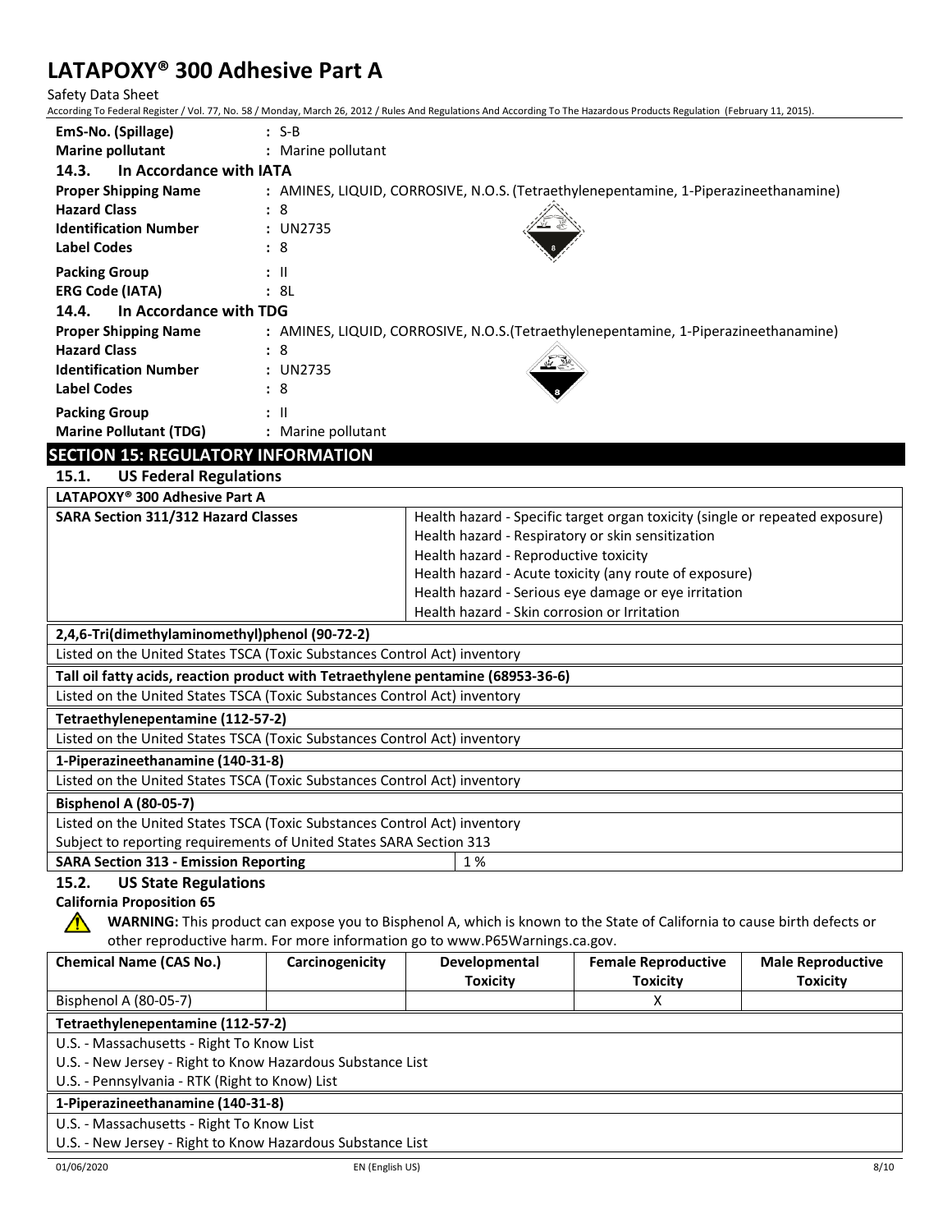| | |
|---|---|
| **EmS-No. (Spillage)** | : S-B |
| **Marine pollutant** | : Marine pollutant |

### 14.3. In Accordance with IATA

| | |
|---|---|
| **Proper Shipping Name** | : AMINES, LIQUID, CORROSIVE, N.O.S. (Tetraethylenepentamine, 1-Piperazineethanamine) |
| **Hazard Class** | : 8 |
| **Identification Number** | : UN2735 |
| **Label Codes** | : 8 |
| **Packing Group** | : II |
| **ERG Code (IATA)** | : 8L |

### 14.4. In Accordance with TDG

| | |
|---|---|
| **Proper Shipping Name** | : AMINES, LIQUID, CORROSIVE, N.O.S.(Tetraethylenepentamine, 1-Piperazineethanamine) |
| **Hazard Class** | : 8 |
| **Identification Number** | : UN2735 |
| **Label Codes** | : 8 |
| **Packing Group** | : II |
| **Marine Pollutant (TDG)** | : Marine pollutant |

## SECTION 15: REGULATORY INFORMATION

### 15.1. US Federal Regulations

| **LATAPOXY® 300 Adhesive Part A** | |
|---|---|
| **SARA Section 311/312 Hazard Classes** | Health hazard - Specific target organ toxicity (single or repeated exposure)<br>Health hazard - Respiratory or skin sensitization<br>Health hazard - Reproductive toxicity<br>Health hazard - Acute toxicity (any route of exposure)<br>Health hazard - Serious eye damage or eye irritation<br>Health hazard - Skin corrosion or Irritation |

**2,4,6-Tri(dimethylaminomethyl)phenol (90-72-2)**

Listed on the United States TSCA (Toxic Substances Control Act) inventory

**Tall oil fatty acids, reaction product with Tetraethylene pentamine (68953-36-6)**

Listed on the United States TSCA (Toxic Substances Control Act) inventory

**Tetraethylenepentamine (112-57-2)**

Listed on the United States TSCA (Toxic Substances Control Act) inventory

**1-Piperazineethanamine (140-31-8)**

Listed on the United States TSCA (Toxic Substances Control Act) inventory

**Bisphenol A (80-05-7)**

Listed on the United States TSCA (Toxic Substances Control Act) inventory

Subject to reporting requirements of United States SARA Section 313

| **SARA Section 313 - Emission Reporting** | 1 % |
|---|---|

### 15.2. US State Regulations

**California Proposition 65**

⚠ **WARNING:** This product can expose you to Bisphenol A, which is known to the State of California to cause birth defects or other reproductive harm. For more information go to www.P65Warnings.ca.gov.

| Chemical Name (CAS No.) | Carcinogenicity | Developmental Toxicity | Female Reproductive Toxicity | Male Reproductive Toxicity |
|---|---|---|---|---|
| Bisphenol A (80-05-7) | | | X | |

**Tetraethylenepentamine (112-57-2)**

U.S. - Massachusetts - Right To Know List
U.S. - New Jersey - Right to Know Hazardous Substance List
U.S. - Pennsylvania - RTK (Right to Know) List

**1-Piperazineethanamine (140-31-8)**

U.S. - Massachusetts - Right To Know List
U.S. - New Jersey - Right to Know Hazardous Substance List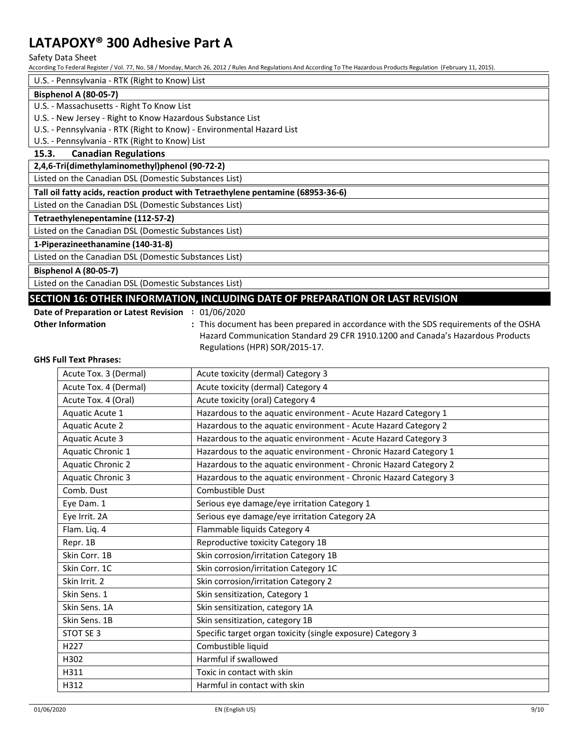U.S. - Pennsylvania - RTK (Right to Know) List

**Bisphenol A (80-05-7)**

U.S. - Massachusetts - Right To Know List

U.S. - New Jersey - Right to Know Hazardous Substance List

U.S. - Pennsylvania - RTK (Right to Know) - Environmental Hazard List

U.S. - Pennsylvania - RTK (Right to Know) List

### 15.3. Canadian Regulations

**2,4,6-Tri(dimethylaminomethyl)phenol (90-72-2)**

Listed on the Canadian DSL (Domestic Substances List)

**Tall oil fatty acids, reaction product with Tetraethylene pentamine (68953-36-6)**

Listed on the Canadian DSL (Domestic Substances List)

**Tetraethylenepentamine (112-57-2)**

Listed on the Canadian DSL (Domestic Substances List)

**1-Piperazineethanamine (140-31-8)**

Listed on the Canadian DSL (Domestic Substances List)

**Bisphenol A (80-05-7)**

Listed on the Canadian DSL (Domestic Substances List)

## SECTION 16: OTHER INFORMATION, INCLUDING DATE OF PREPARATION OR LAST REVISION

**Date of Preparation or Latest Revision** : 01/06/2020

**Other Information** : This document has been prepared in accordance with the SDS requirements of the OSHA Hazard Communication Standard 29 CFR 1910.1200 and Canada's Hazardous Products Regulations (HPR) SOR/2015-17.

**GHS Full Text Phrases:**

| | |
|---|---|
| Acute Tox. 3 (Dermal) | Acute toxicity (dermal) Category 3 |
| Acute Tox. 4 (Dermal) | Acute toxicity (dermal) Category 4 |
| Acute Tox. 4 (Oral) | Acute toxicity (oral) Category 4 |
| Aquatic Acute 1 | Hazardous to the aquatic environment - Acute Hazard Category 1 |
| Aquatic Acute 2 | Hazardous to the aquatic environment - Acute Hazard Category 2 |
| Aquatic Acute 3 | Hazardous to the aquatic environment - Acute Hazard Category 3 |
| Aquatic Chronic 1 | Hazardous to the aquatic environment - Chronic Hazard Category 1 |
| Aquatic Chronic 2 | Hazardous to the aquatic environment - Chronic Hazard Category 2 |
| Aquatic Chronic 3 | Hazardous to the aquatic environment - Chronic Hazard Category 3 |
| Comb. Dust | Combustible Dust |
| Eye Dam. 1 | Serious eye damage/eye irritation Category 1 |
| Eye Irrit. 2A | Serious eye damage/eye irritation Category 2A |
| Flam. Liq. 4 | Flammable liquids Category 4 |
| Repr. 1B | Reproductive toxicity Category 1B |
| Skin Corr. 1B | Skin corrosion/irritation Category 1B |
| Skin Corr. 1C | Skin corrosion/irritation Category 1C |
| Skin Irrit. 2 | Skin corrosion/irritation Category 2 |
| Skin Sens. 1 | Skin sensitization, Category 1 |
| Skin Sens. 1A | Skin sensitization, category 1A |
| Skin Sens. 1B | Skin sensitization, category 1B |
| STOT SE 3 | Specific target organ toxicity (single exposure) Category 3 |
| H227 | Combustible liquid |
| H302 | Harmful if swallowed |
| H311 | Toxic in contact with skin |
| H312 | Harmful in contact with skin |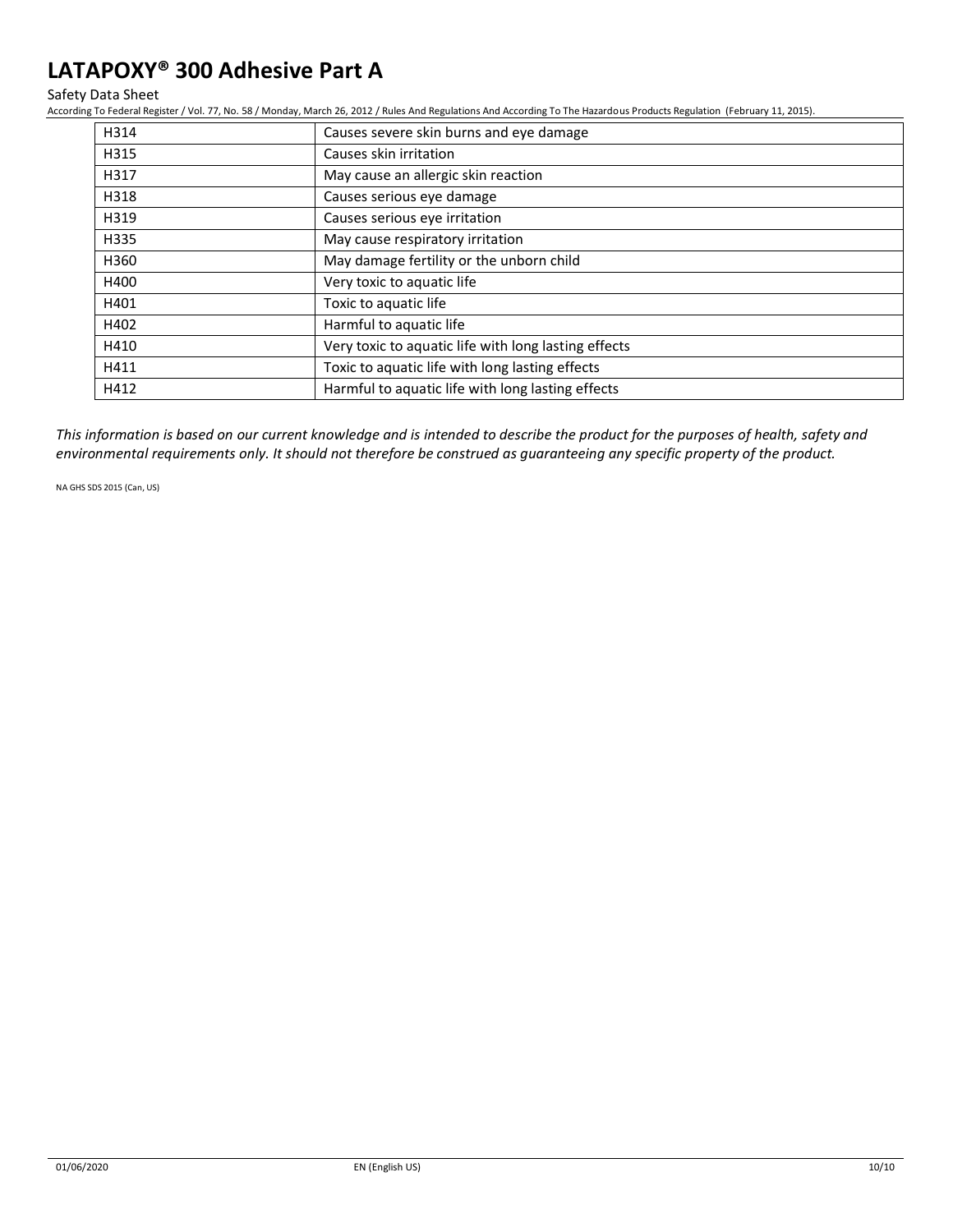| | |
|---|---|
| H314 | Causes severe skin burns and eye damage |
| H315 | Causes skin irritation |
| H317 | May cause an allergic skin reaction |
| H318 | Causes serious eye damage |
| H319 | Causes serious eye irritation |
| H335 | May cause respiratory irritation |
| H360 | May damage fertility or the unborn child |
| H400 | Very toxic to aquatic life |
| H401 | Toxic to aquatic life |
| H402 | Harmful to aquatic life |
| H410 | Very toxic to aquatic life with long lasting effects |
| H411 | Toxic to aquatic life with long lasting effects |
| H412 | Harmful to aquatic life with long lasting effects |

*This information is based on our current knowledge and is intended to describe the product for the purposes of health, safety and environmental requirements only. It should not therefore be construed as guaranteeing any specific property of the product.*

NA GHS SDS 2015 (Can, US)